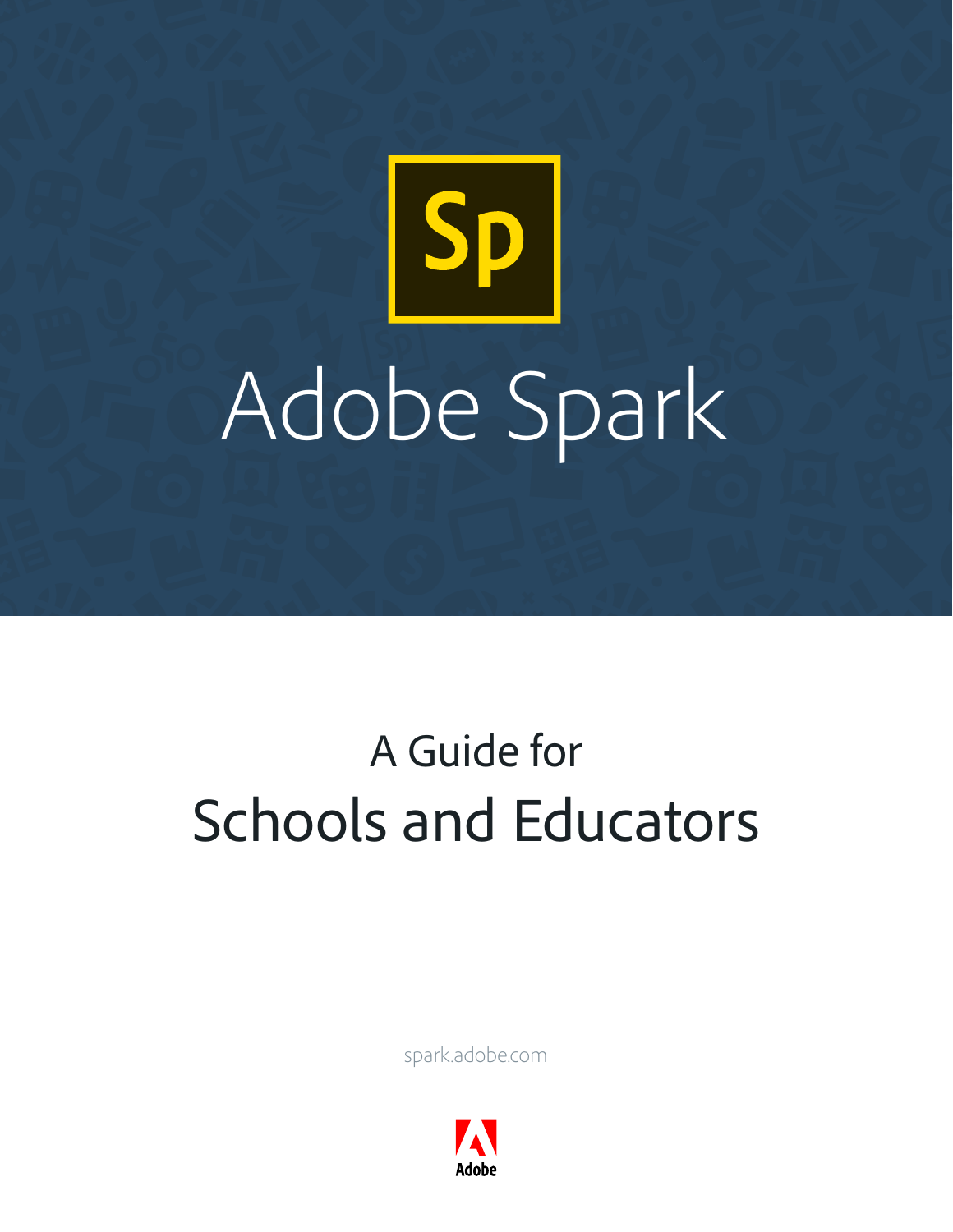Sp

# Adobe Spark

## A Guide for
## Schools and Educators

spark.adobe.com

Adobe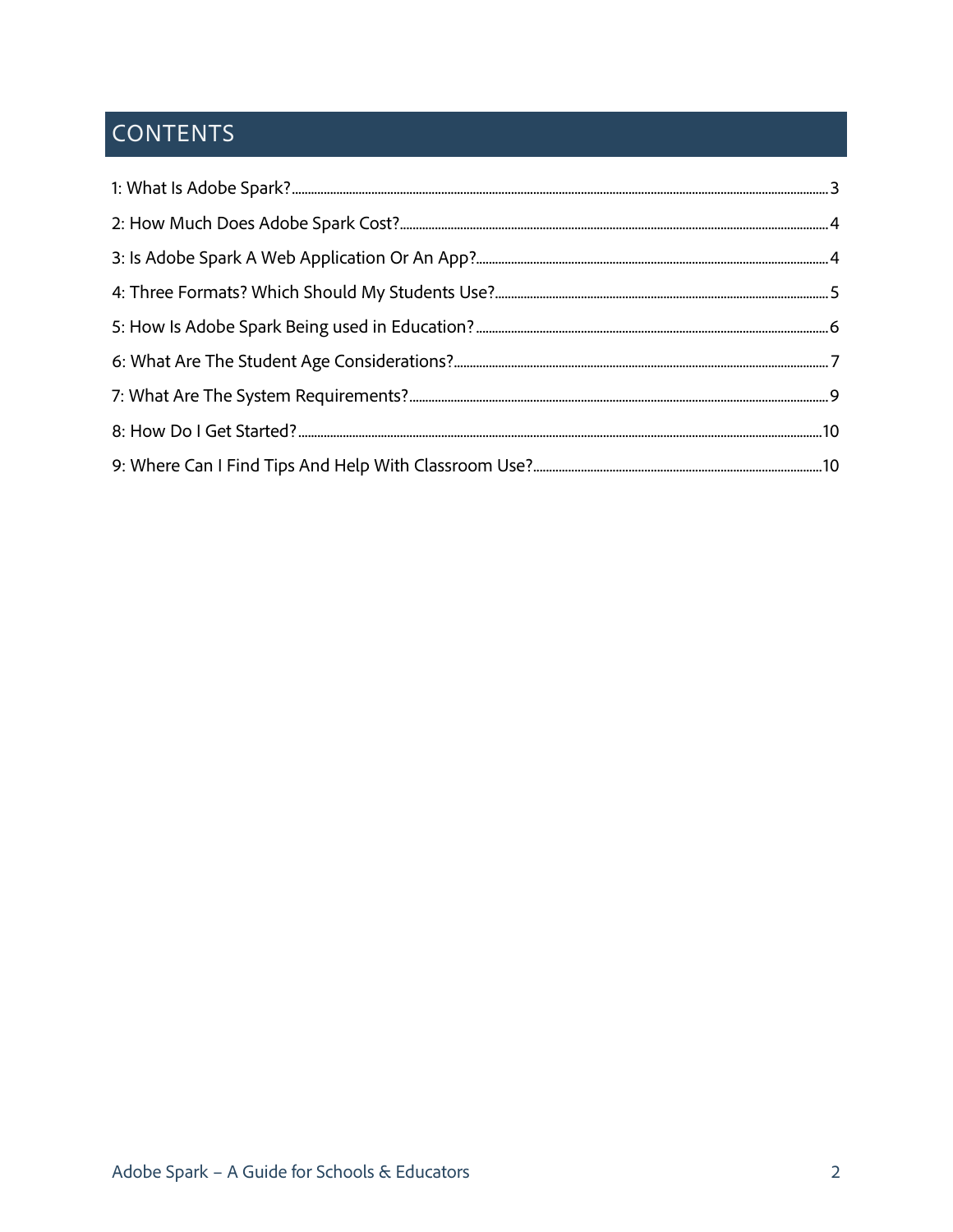# CONTENTS

1: What Is Adobe Spark? ........ 3

2: How Much Does Adobe Spark Cost? ........ 4

3: Is Adobe Spark A Web Application Or An App? ........ 4

4: Three Formats? Which Should My Students Use? ........ 5

5: How Is Adobe Spark Being used in Education? ........ 6

6: What Are The Student Age Considerations? ........ 7

7: What Are The System Requirements? ........ 9

8: How Do I Get Started? ........ 10

9: Where Can I Find Tips And Help With Classroom Use? ........ 10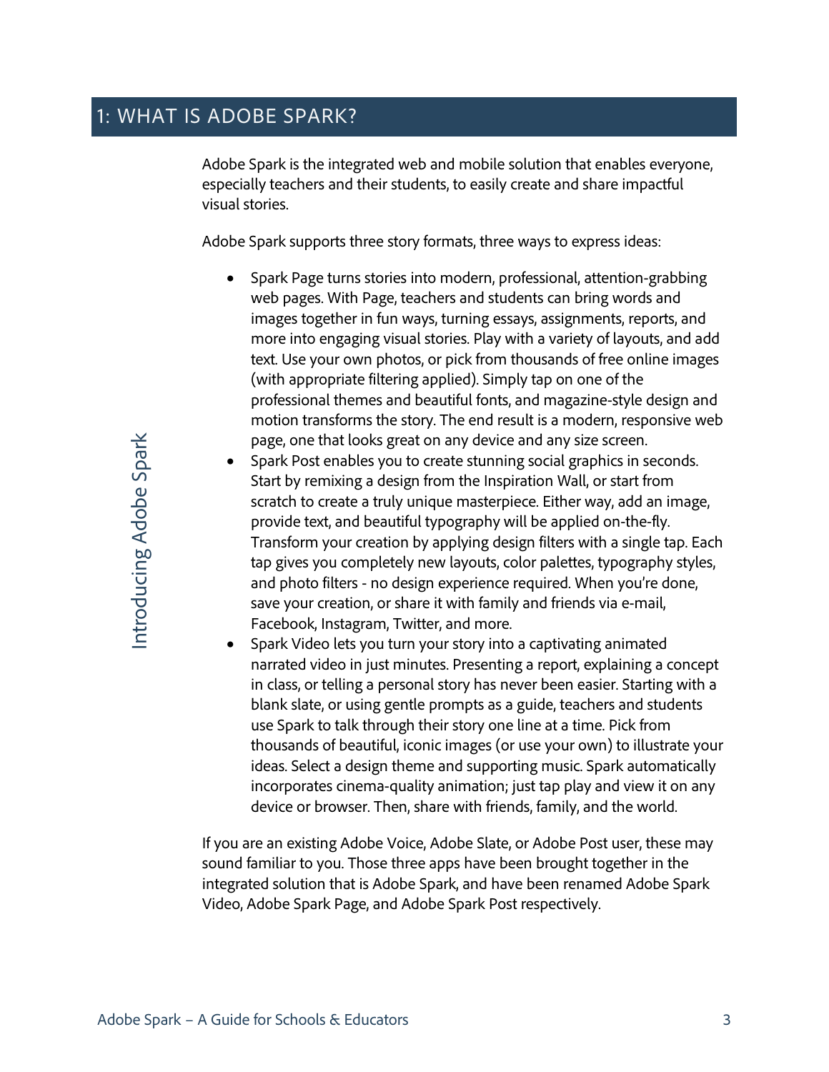## 1: WHAT IS ADOBE SPARK?

Adobe Spark is the integrated web and mobile solution that enables everyone, especially teachers and their students, to easily create and share impactful visual stories.

Adobe Spark supports three story formats, three ways to express ideas:

- Spark Page turns stories into modern, professional, attention-grabbing web pages. With Page, teachers and students can bring words and images together in fun ways, turning essays, assignments, reports, and more into engaging visual stories. Play with a variety of layouts, and add text. Use your own photos, or pick from thousands of free online images (with appropriate filtering applied). Simply tap on one of the professional themes and beautiful fonts, and magazine-style design and motion transforms the story. The end result is a modern, responsive web page, one that looks great on any device and any size screen.
- Spark Post enables you to create stunning social graphics in seconds. Start by remixing a design from the Inspiration Wall, or start from scratch to create a truly unique masterpiece. Either way, add an image, provide text, and beautiful typography will be applied on-the-fly. Transform your creation by applying design filters with a single tap. Each tap gives you completely new layouts, color palettes, typography styles, and photo filters - no design experience required. When you're done, save your creation, or share it with family and friends via e-mail, Facebook, Instagram, Twitter, and more.
- Spark Video lets you turn your story into a captivating animated narrated video in just minutes. Presenting a report, explaining a concept in class, or telling a personal story has never been easier. Starting with a blank slate, or using gentle prompts as a guide, teachers and students use Spark to talk through their story one line at a time. Pick from thousands of beautiful, iconic images (or use your own) to illustrate your ideas. Select a design theme and supporting music. Spark automatically incorporates cinema-quality animation; just tap play and view it on any device or browser. Then, share with friends, family, and the world.

If you are an existing Adobe Voice, Adobe Slate, or Adobe Post user, these may sound familiar to you. Those three apps have been brought together in the integrated solution that is Adobe Spark, and have been renamed Adobe Spark Video, Adobe Spark Page, and Adobe Spark Post respectively.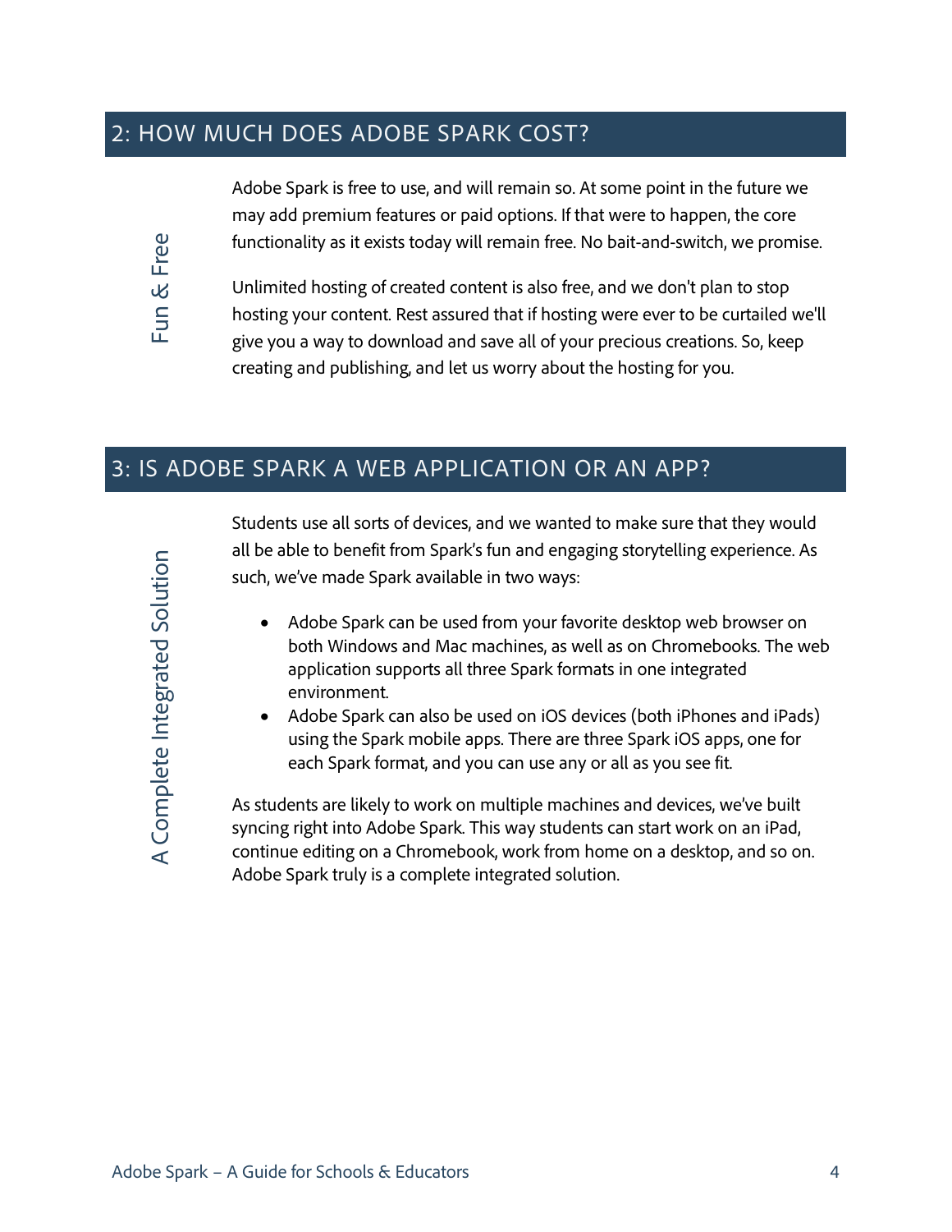## 2: HOW MUCH DOES ADOBE SPARK COST?

Fun & Free

Adobe Spark is free to use, and will remain so. At some point in the future we may add premium features or paid options. If that were to happen, the core functionality as it exists today will remain free. No bait-and-switch, we promise.

Unlimited hosting of created content is also free, and we don't plan to stop hosting your content. Rest assured that if hosting were ever to be curtailed we'll give you a way to download and save all of your precious creations. So, keep creating and publishing, and let us worry about the hosting for you.

## 3: IS ADOBE SPARK A WEB APPLICATION OR AN APP?

A Complete Integrated Solution

Students use all sorts of devices, and we wanted to make sure that they would all be able to benefit from Spark's fun and engaging storytelling experience. As such, we've made Spark available in two ways:

- Adobe Spark can be used from your favorite desktop web browser on both Windows and Mac machines, as well as on Chromebooks. The web application supports all three Spark formats in one integrated environment.
- Adobe Spark can also be used on iOS devices (both iPhones and iPads) using the Spark mobile apps. There are three Spark iOS apps, one for each Spark format, and you can use any or all as you see fit.

As students are likely to work on multiple machines and devices, we've built syncing right into Adobe Spark. This way students can start work on an iPad, continue editing on a Chromebook, work from home on a desktop, and so on. Adobe Spark truly is a complete integrated solution.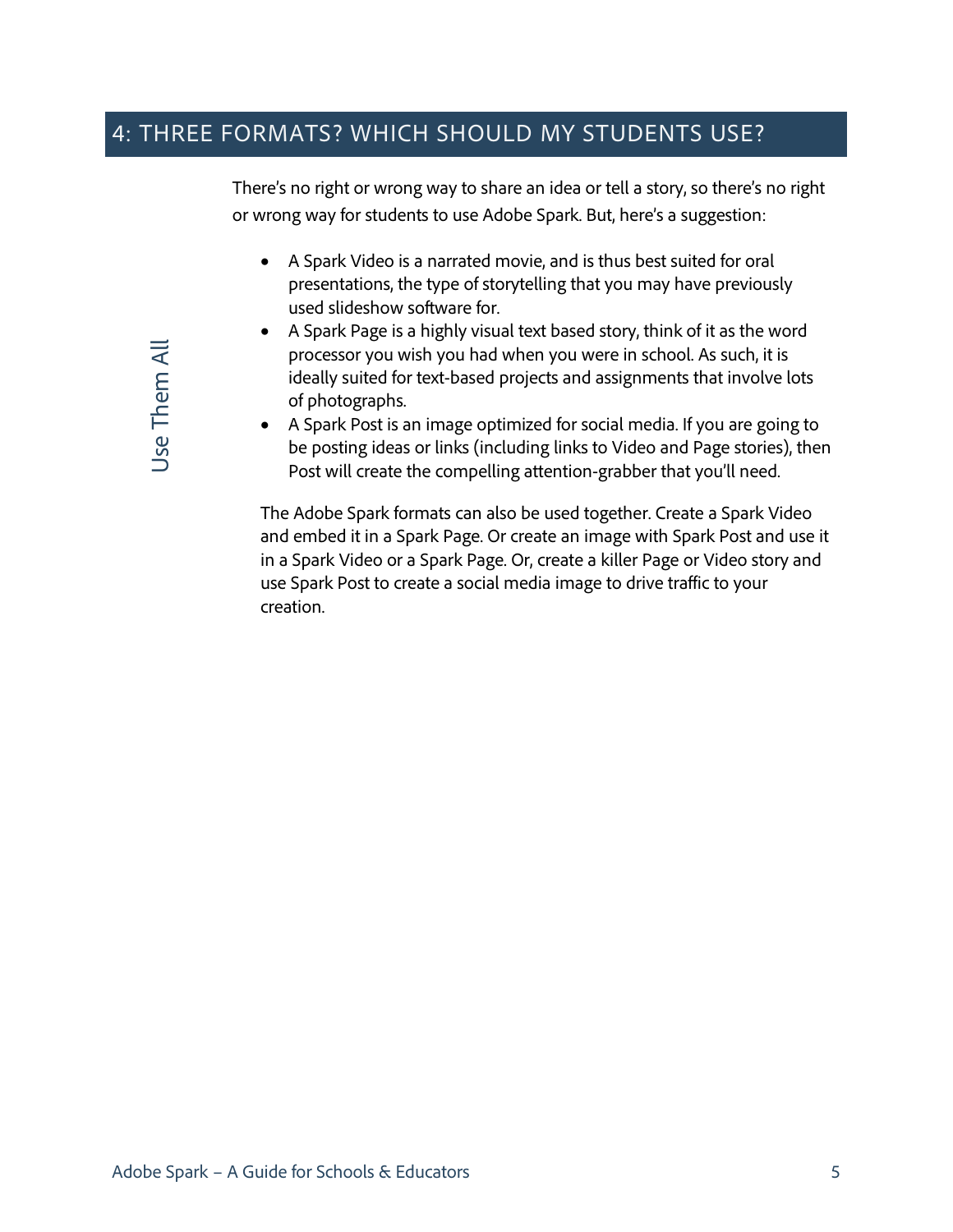## 4: THREE FORMATS? WHICH SHOULD MY STUDENTS USE?

Use Them All

There's no right or wrong way to share an idea or tell a story, so there's no right or wrong way for students to use Adobe Spark. But, here's a suggestion:

- A Spark Video is a narrated movie, and is thus best suited for oral presentations, the type of storytelling that you may have previously used slideshow software for.
- A Spark Page is a highly visual text based story, think of it as the word processor you wish you had when you were in school. As such, it is ideally suited for text-based projects and assignments that involve lots of photographs.
- A Spark Post is an image optimized for social media. If you are going to be posting ideas or links (including links to Video and Page stories), then Post will create the compelling attention-grabber that you'll need.

The Adobe Spark formats can also be used together. Create a Spark Video and embed it in a Spark Page. Or create an image with Spark Post and use it in a Spark Video or a Spark Page. Or, create a killer Page or Video story and use Spark Post to create a social media image to drive traffic to your creation.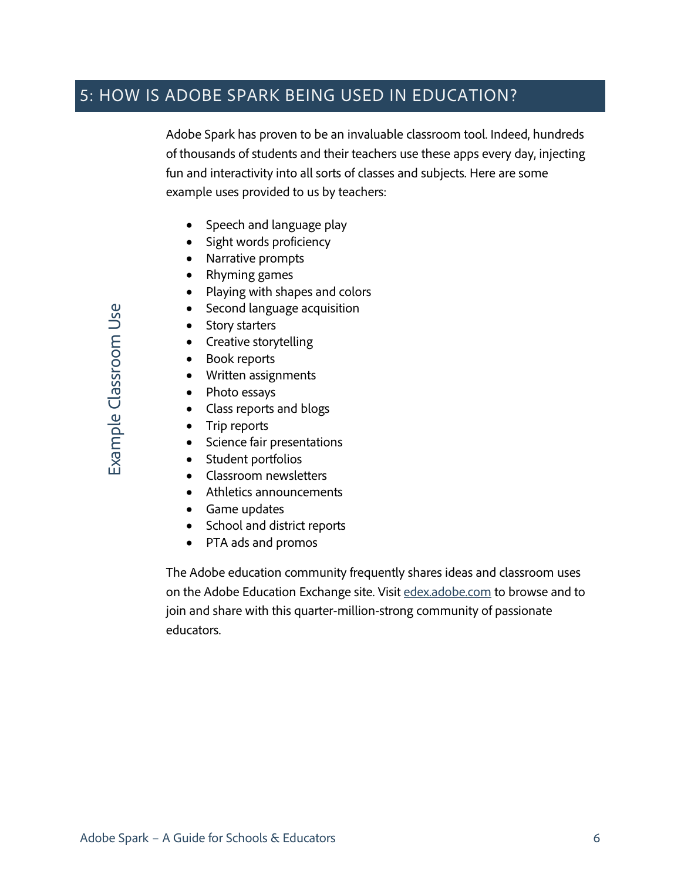## 5: HOW IS ADOBE SPARK BEING USED IN EDUCATION?

Example Classroom Use

Adobe Spark has proven to be an invaluable classroom tool. Indeed, hundreds of thousands of students and their teachers use these apps every day, injecting fun and interactivity into all sorts of classes and subjects. Here are some example uses provided to us by teachers:

- Speech and language play
- Sight words proficiency
- Narrative prompts
- Rhyming games
- Playing with shapes and colors
- Second language acquisition
- Story starters
- Creative storytelling
- Book reports
- Written assignments
- Photo essays
- Class reports and blogs
- Trip reports
- Science fair presentations
- Student portfolios
- Classroom newsletters
- Athletics announcements
- Game updates
- School and district reports
- PTA ads and promos

The Adobe education community frequently shares ideas and classroom uses on the Adobe Education Exchange site. Visit [edex.adobe.com](edex.adobe.com) to browse and to join and share with this quarter-million-strong community of passionate educators.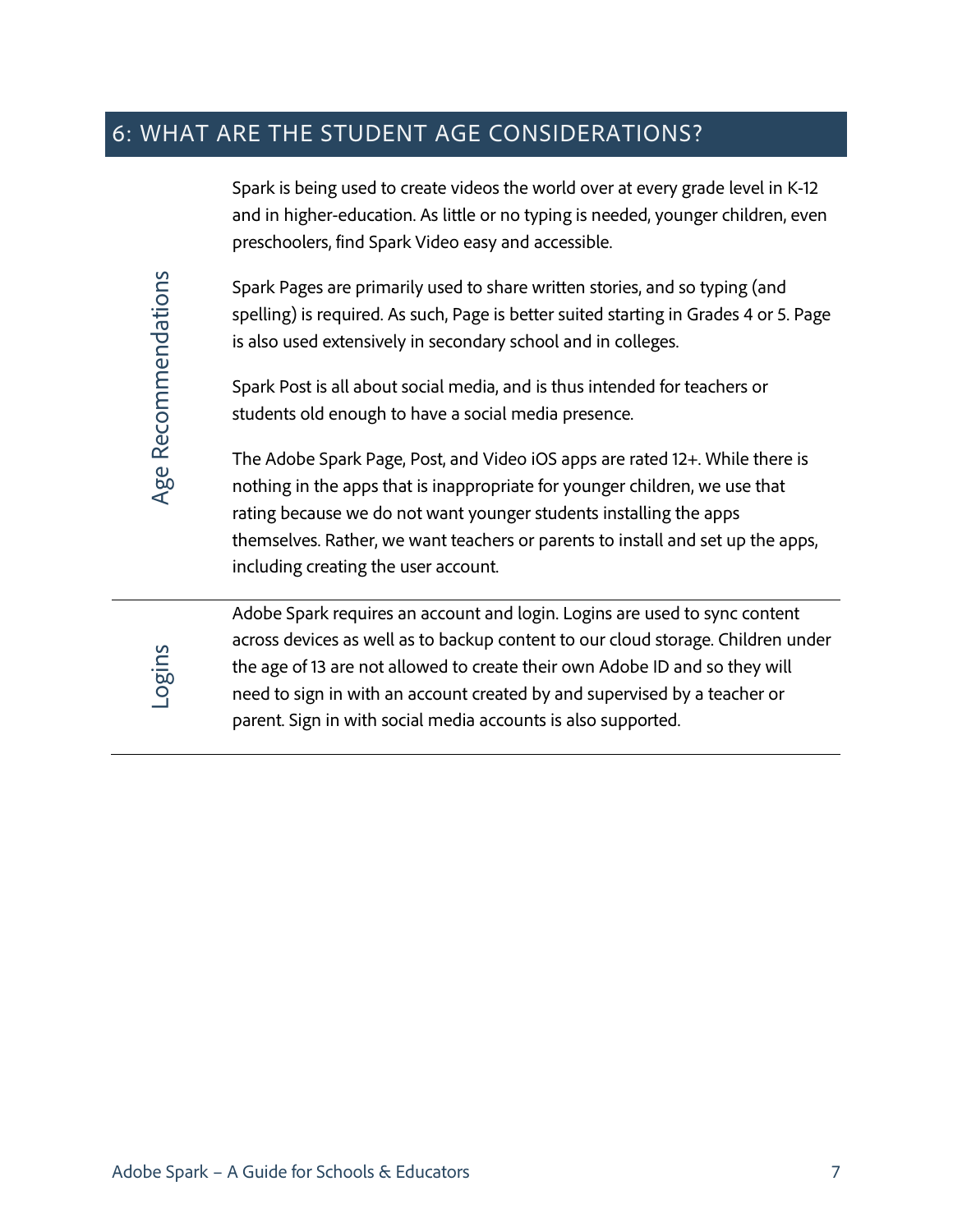## 6: WHAT ARE THE STUDENT AGE CONSIDERATIONS?

### Age Recommendations

Spark is being used to create videos the world over at every grade level in K-12 and in higher-education. As little or no typing is needed, younger children, even preschoolers, find Spark Video easy and accessible.

Spark Pages are primarily used to share written stories, and so typing (and spelling) is required. As such, Page is better suited starting in Grades 4 or 5. Page is also used extensively in secondary school and in colleges.

Spark Post is all about social media, and is thus intended for teachers or students old enough to have a social media presence.

The Adobe Spark Page, Post, and Video iOS apps are rated 12+. While there is nothing in the apps that is inappropriate for younger children, we use that rating because we do not want younger students installing the apps themselves. Rather, we want teachers or parents to install and set up the apps, including creating the user account.

### Logins

Adobe Spark requires an account and login. Logins are used to sync content across devices as well as to backup content to our cloud storage. Children under the age of 13 are not allowed to create their own Adobe ID and so they will need to sign in with an account created by and supervised by a teacher or parent. Sign in with social media accounts is also supported.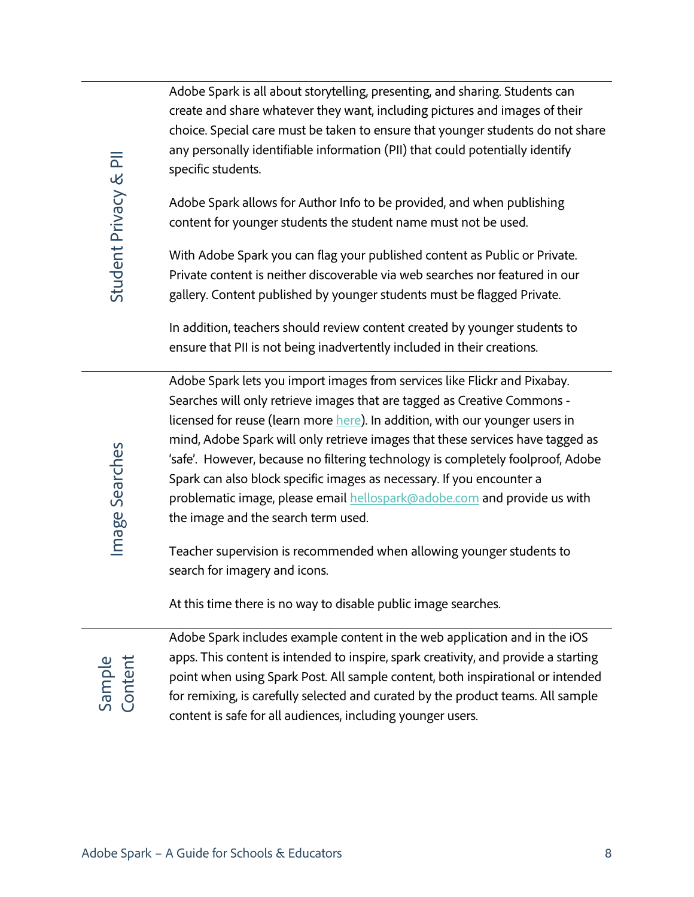## Student Privacy & PII

Adobe Spark is all about storytelling, presenting, and sharing. Students can create and share whatever they want, including pictures and images of their choice. Special care must be taken to ensure that younger students do not share any personally identifiable information (PII) that could potentially identify specific students.

Adobe Spark allows for Author Info to be provided, and when publishing content for younger students the student name must not be used.

With Adobe Spark you can flag your published content as Public or Private. Private content is neither discoverable via web searches nor featured in our gallery. Content published by younger students must be flagged Private.

In addition, teachers should review content created by younger students to ensure that PII is not being inadvertently included in their creations.

## Image Searches

Adobe Spark lets you import images from services like Flickr and Pixabay. Searches will only retrieve images that are tagged as Creative Commons - licensed for reuse (learn more here). In addition, with our younger users in mind, Adobe Spark will only retrieve images that these services have tagged as 'safe'. However, because no filtering technology is completely foolproof, Adobe Spark can also block specific images as necessary. If you encounter a problematic image, please email hellospark@adobe.com and provide us with the image and the search term used.

Teacher supervision is recommended when allowing younger students to search for imagery and icons.

At this time there is no way to disable public image searches.

## Sample Content

Adobe Spark includes example content in the web application and in the iOS apps. This content is intended to inspire, spark creativity, and provide a starting point when using Spark Post. All sample content, both inspirational or intended for remixing, is carefully selected and curated by the product teams. All sample content is safe for all audiences, including younger users.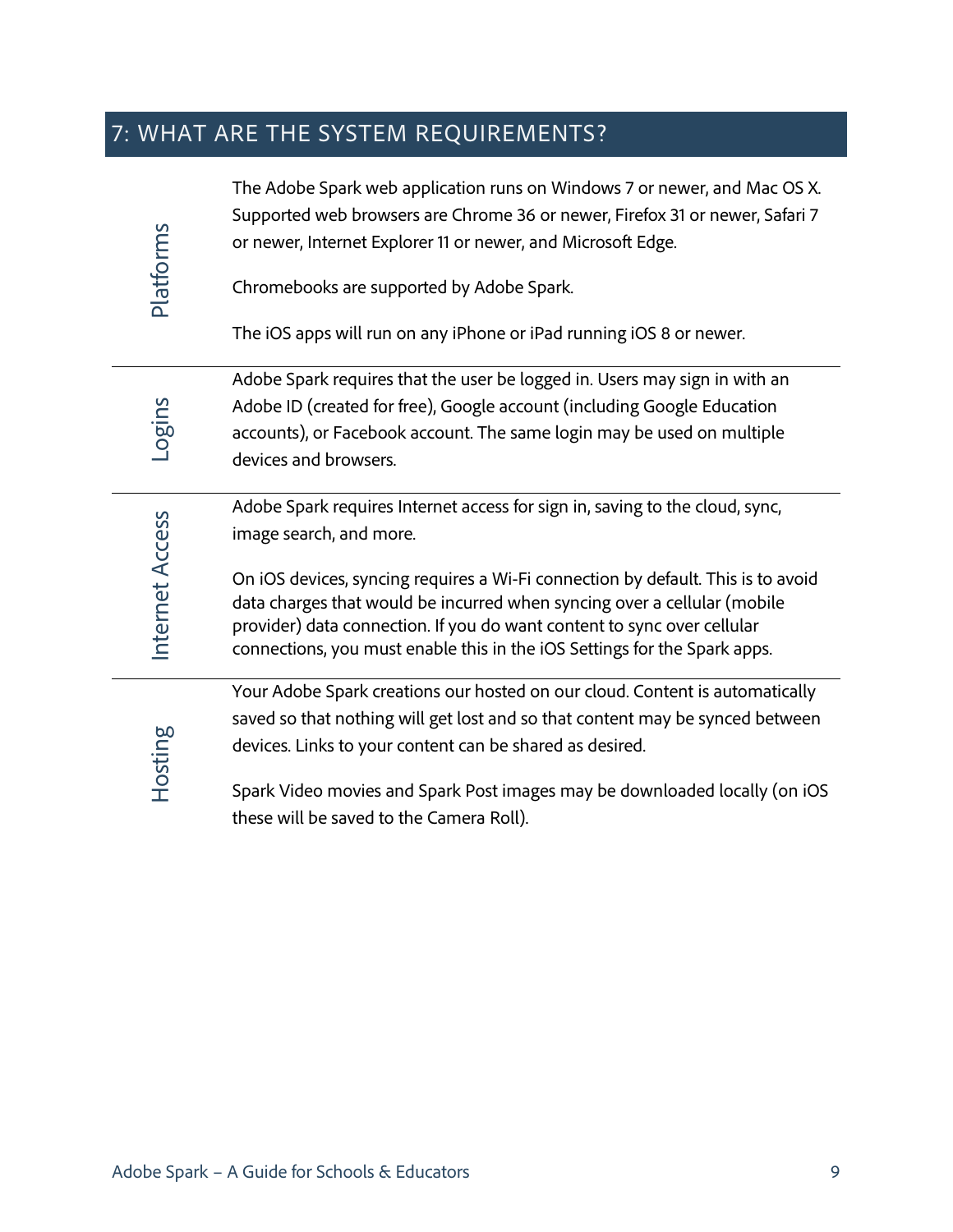## 7: WHAT ARE THE SYSTEM REQUIREMENTS?

| | |
|---|---|
| Platforms | The Adobe Spark web application runs on Windows 7 or newer, and Mac OS X. Supported web browsers are Chrome 36 or newer, Firefox 31 or newer, Safari 7 or newer, Internet Explorer 11 or newer, and Microsoft Edge.<br><br>Chromebooks are supported by Adobe Spark.<br><br>The iOS apps will run on any iPhone or iPad running iOS 8 or newer. |
| Logins | Adobe Spark requires that the user be logged in. Users may sign in with an Adobe ID (created for free), Google account (including Google Education accounts), or Facebook account. The same login may be used on multiple devices and browsers. |
| Internet Access | Adobe Spark requires Internet access for sign in, saving to the cloud, sync, image search, and more.<br><br>On iOS devices, syncing requires a Wi-Fi connection by default. This is to avoid data charges that would be incurred when syncing over a cellular (mobile provider) data connection. If you do want content to sync over cellular connections, you must enable this in the iOS Settings for the Spark apps. |
| Hosting | Your Adobe Spark creations our hosted on our cloud. Content is automatically saved so that nothing will get lost and so that content may be synced between devices. Links to your content can be shared as desired.<br><br>Spark Video movies and Spark Post images may be downloaded locally (on iOS these will be saved to the Camera Roll). |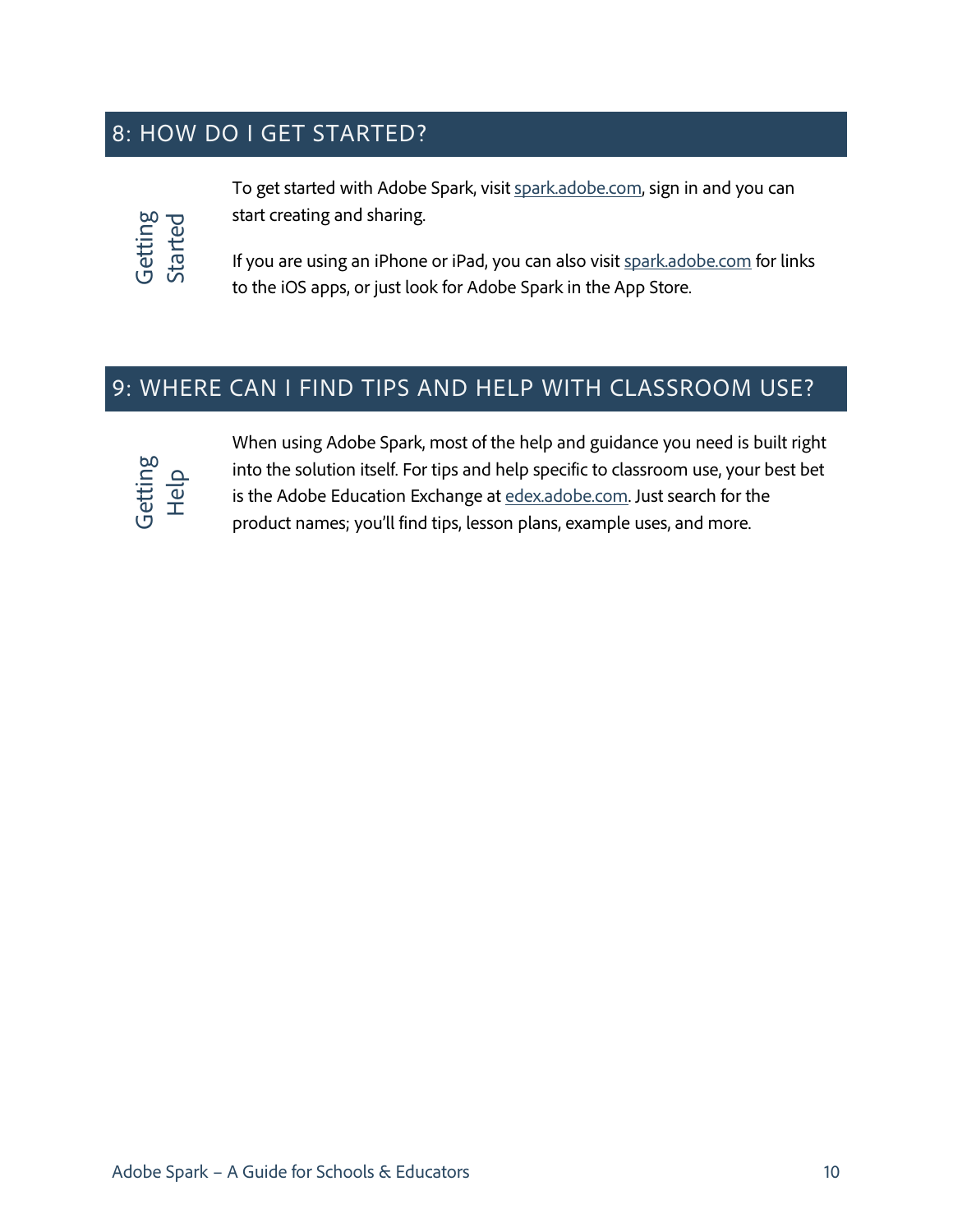## 8: HOW DO I GET STARTED?

Getting Started

To get started with Adobe Spark, visit spark.adobe.com, sign in and you can start creating and sharing.

If you are using an iPhone or iPad, you can also visit spark.adobe.com for links to the iOS apps, or just look for Adobe Spark in the App Store.

## 9: WHERE CAN I FIND TIPS AND HELP WITH CLASSROOM USE?

Getting Help

When using Adobe Spark, most of the help and guidance you need is built right into the solution itself. For tips and help specific to classroom use, your best bet is the Adobe Education Exchange at edex.adobe.com. Just search for the product names; you'll find tips, lesson plans, example uses, and more.